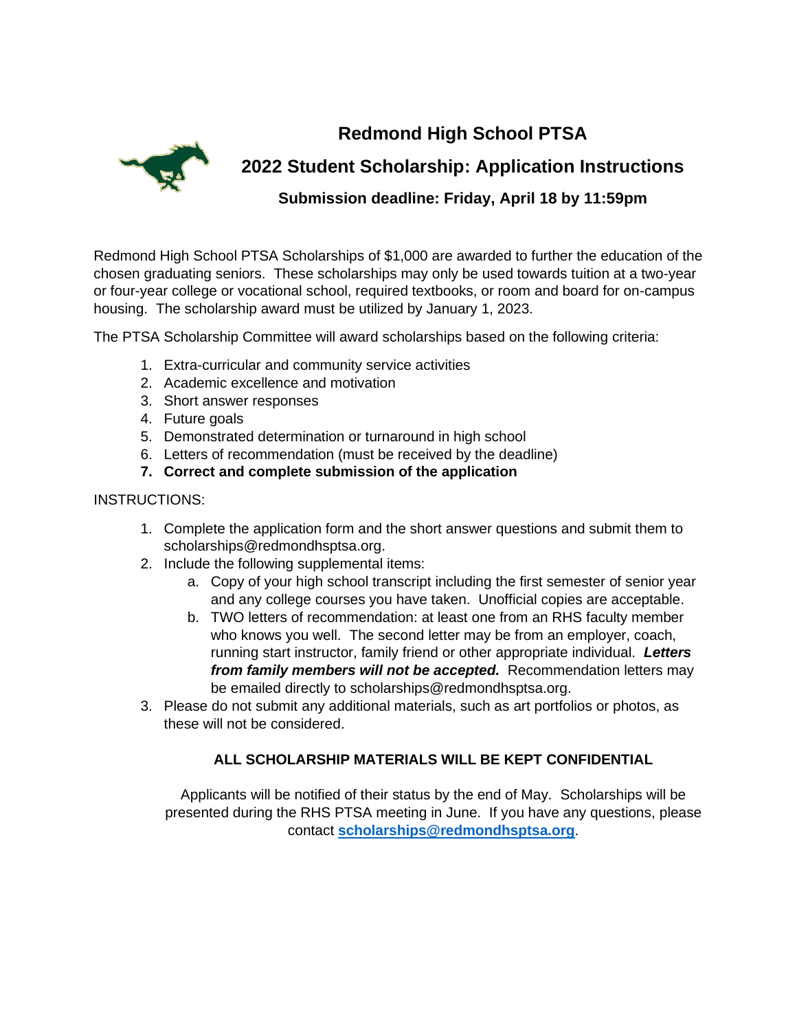# Redmond High School PTSA

## 2022 Student Scholarship: Application Instructions

### Submission deadline: Friday, April 18 by 11:59pm

Redmond High School PTSA Scholarships of $1,000 are awarded to further the education of the chosen graduating seniors. These scholarships may only be used towards tuition at a two-year or four-year college or vocational school, required textbooks, or room and board for on-campus housing. The scholarship award must be utilized by January 1, 2023.

The PTSA Scholarship Committee will award scholarships based on the following criteria:

1. Extra-curricular and community service activities
2. Academic excellence and motivation
3. Short answer responses
4. Future goals
5. Demonstrated determination or turnaround in high school
6. Letters of recommendation (must be received by the deadline)
7. **Correct and complete submission of the application**

INSTRUCTIONS:

1. Complete the application form and the short answer questions and submit them to scholarships@redmondhsptsa.org.
2. Include the following supplemental items:
   a. Copy of your high school transcript including the first semester of senior year and any college courses you have taken. Unofficial copies are acceptable.
   b. TWO letters of recommendation: at least one from an RHS faculty member who knows you well. The second letter may be from an employer, coach, running start instructor, family friend or other appropriate individual. ***Letters from family members will not be accepted.*** Recommendation letters may be emailed directly to scholarships@redmondhsptsa.org.
3. Please do not submit any additional materials, such as art portfolios or photos, as these will not be considered.

**ALL SCHOLARSHIP MATERIALS WILL BE KEPT CONFIDENTIAL**

Applicants will be notified of their status by the end of May. Scholarships will be presented during the RHS PTSA meeting in June. If you have any questions, please contact **scholarships@redmondhsptsa.org**.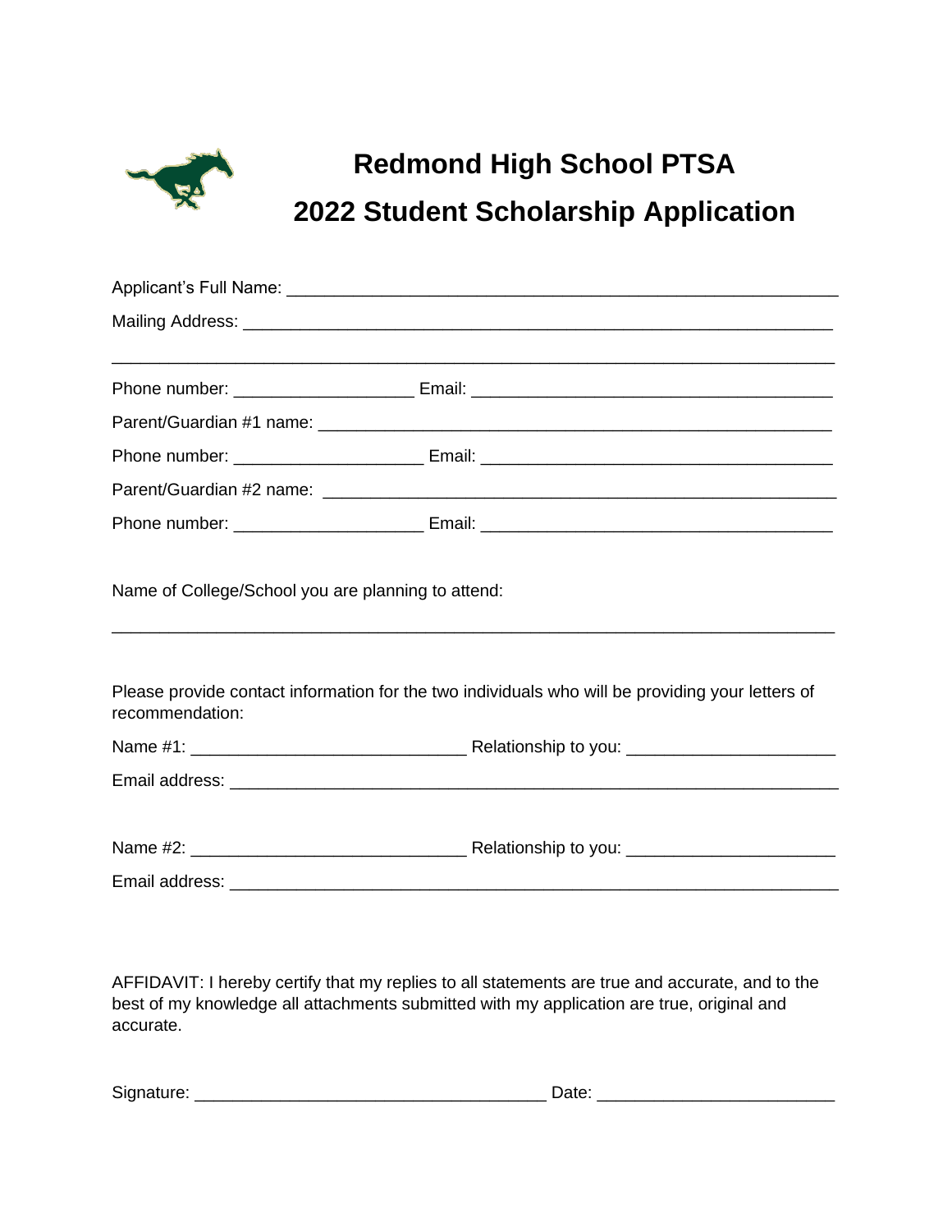# Redmond High School PTSA
# 2022 Student Scholarship Application

Applicant's Full Name: ___________________________________________________________

Mailing Address: ______________________________________________________________

_____________________________________________________________________________

Phone number: __________________ Email: _____________________________________

Parent/Guardian #1 name: _______________________________________________________

Phone number: ___________________ Email: ____________________________________

Parent/Guardian #2 name: _______________________________________________________

Phone number: ___________________ Email: ____________________________________

Name of College/School you are planning to attend:

_____________________________________________________________________________

Please provide contact information for the two individuals who will be providing your letters of recommendation:

Name #1: ____________________________ Relationship to you: _____________________

Email address: _________________________________________________________________

Name #2: ____________________________ Relationship to you: _____________________

Email address: _________________________________________________________________

AFFIDAVIT: I hereby certify that my replies to all statements are true and accurate, and to the best of my knowledge all attachments submitted with my application are true, original and accurate.

Signature: ___________________________________ Date: ________________________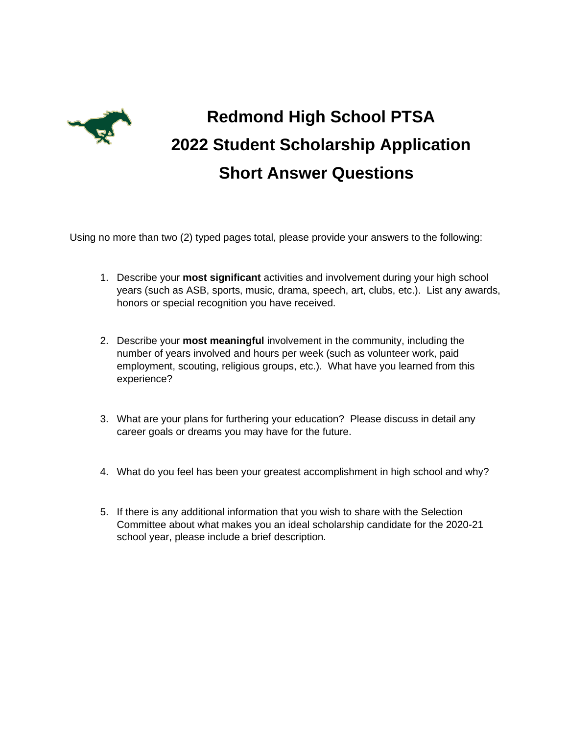# Redmond High School PTSA
# 2022 Student Scholarship Application
# Short Answer Questions

Using no more than two (2) typed pages total, please provide your answers to the following:

1. Describe your **most significant** activities and involvement during your high school years (such as ASB, sports, music, drama, speech, art, clubs, etc.). List any awards, honors or special recognition you have received.

2. Describe your **most meaningful** involvement in the community, including the number of years involved and hours per week (such as volunteer work, paid employment, scouting, religious groups, etc.). What have you learned from this experience?

3. What are your plans for furthering your education? Please discuss in detail any career goals or dreams you may have for the future.

4. What do you feel has been your greatest accomplishment in high school and why?

5. If there is any additional information that you wish to share with the Selection Committee about what makes you an ideal scholarship candidate for the 2020-21 school year, please include a brief description.